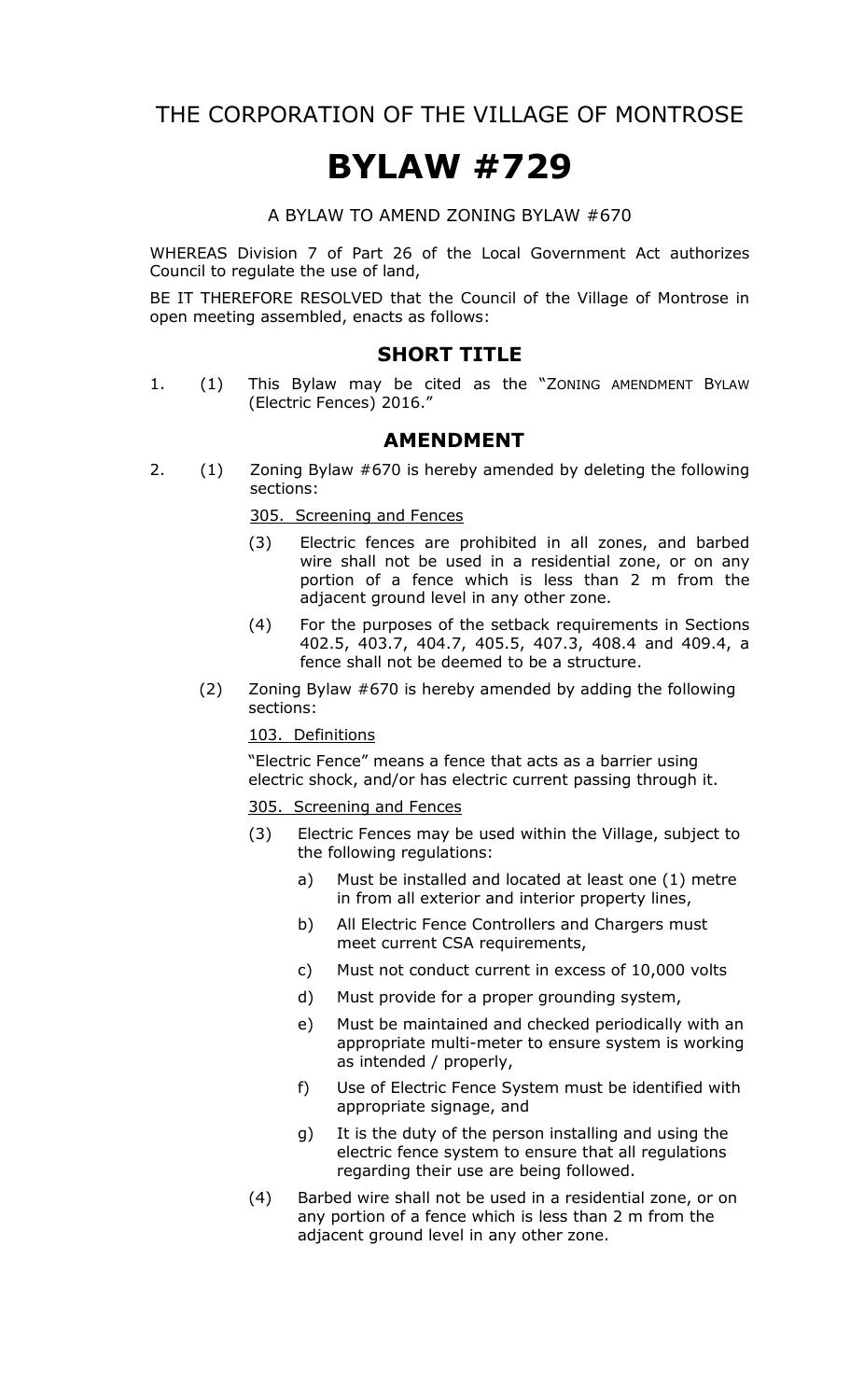THE CORPORATION OF THE VILLAGE OF MONTROSE

# BYLAW #729

A BYLAW TO AMEND ZONING BYLAW #670

WHEREAS Division 7 of Part 26 of the Local Government Act authorizes Council to regulate the use of land,

BE IT THEREFORE RESOLVED that the Council of the Village of Montrose in open meeting assembled, enacts as follows:

## SHORT TITLE

1. (1) This Bylaw may be cited as the "ZONING AMENDMENT BYLAW (Electric Fences) 2016."

## AMENDMENT

2. (1) Zoning Bylaw #670 is hereby amended by deleting the following sections:

   305. Screening and Fences

   (3) Electric fences are prohibited in all zones, and barbed wire shall not be used in a residential zone, or on any portion of a fence which is less than 2 m from the adjacent ground level in any other zone.

   (4) For the purposes of the setback requirements in Sections 402.5, 403.7, 404.7, 405.5, 407.3, 408.4 and 409.4, a fence shall not be deemed to be a structure.

   (2) Zoning Bylaw #670 is hereby amended by adding the following sections:

   103. Definitions

   "Electric Fence" means a fence that acts as a barrier using electric shock, and/or has electric current passing through it.

   305. Screening and Fences

   (3) Electric Fences may be used within the Village, subject to the following regulations:

   a) Must be installed and located at least one (1) metre in from all exterior and interior property lines,

   b) All Electric Fence Controllers and Chargers must meet current CSA requirements,

   c) Must not conduct current in excess of 10,000 volts

   d) Must provide for a proper grounding system,

   e) Must be maintained and checked periodically with an appropriate multi-meter to ensure system is working as intended / properly,

   f) Use of Electric Fence System must be identified with appropriate signage, and

   g) It is the duty of the person installing and using the electric fence system to ensure that all regulations regarding their use are being followed.

   (4) Barbed wire shall not be used in a residential zone, or on any portion of a fence which is less than 2 m from the adjacent ground level in any other zone.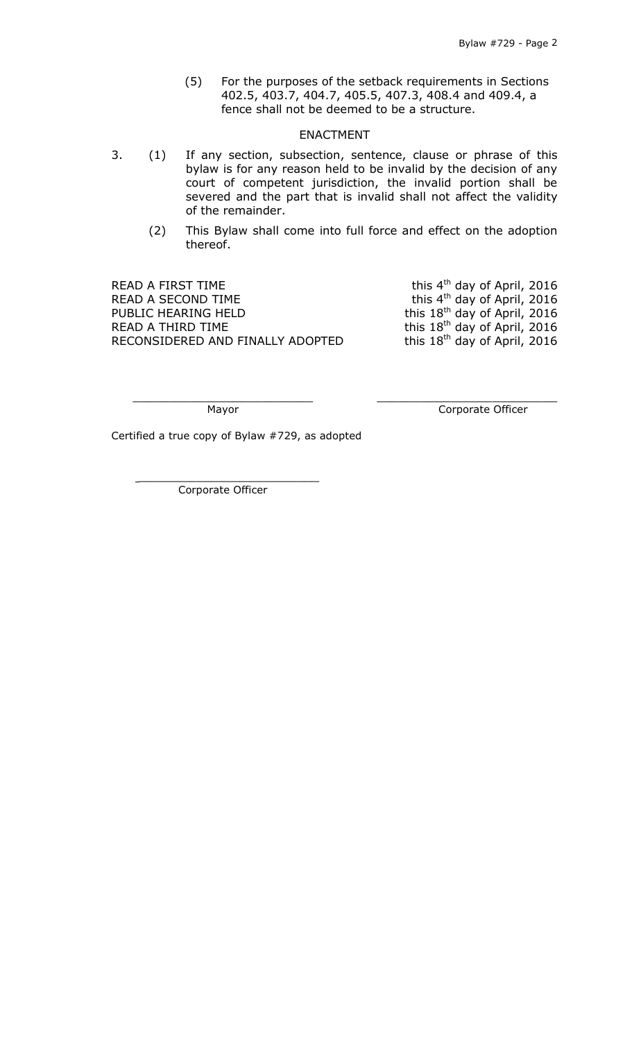(5) For the purposes of the setback requirements in Sections 402.5, 403.7, 404.7, 405.5, 407.3, 408.4 and 409.4, a fence shall not be deemed to be a structure.

## ENACTMENT

3. (1) If any section, subsection, sentence, clause or phrase of this bylaw is for any reason held to be invalid by the decision of any court of competent jurisdiction, the invalid portion shall be severed and the part that is invalid shall not affect the validity of the remainder.

   (2) This Bylaw shall come into full force and effect on the adoption thereof.

| | |
|---|---|
| READ A FIRST TIME | this 4th day of April, 2016 |
| READ A SECOND TIME | this 4th day of April, 2016 |
| PUBLIC HEARING HELD | this 18th day of April, 2016 |
| READ A THIRD TIME | this 18th day of April, 2016 |
| RECONSIDERED AND FINALLY ADOPTED | this 18th day of April, 2016 |

\_\_\_\_\_\_\_\_\_\_\_\_\_\_\_\_\_\_\_\_\_\_\_\_\_\_ Mayor

\_\_\_\_\_\_\_\_\_\_\_\_\_\_\_\_\_\_\_\_\_\_\_\_\_\_ Corporate Officer

Certified a true copy of Bylaw #729, as adopted

\_\_\_\_\_\_\_\_\_\_\_\_\_\_\_\_\_\_\_\_\_\_\_\_\_\_ Corporate Officer